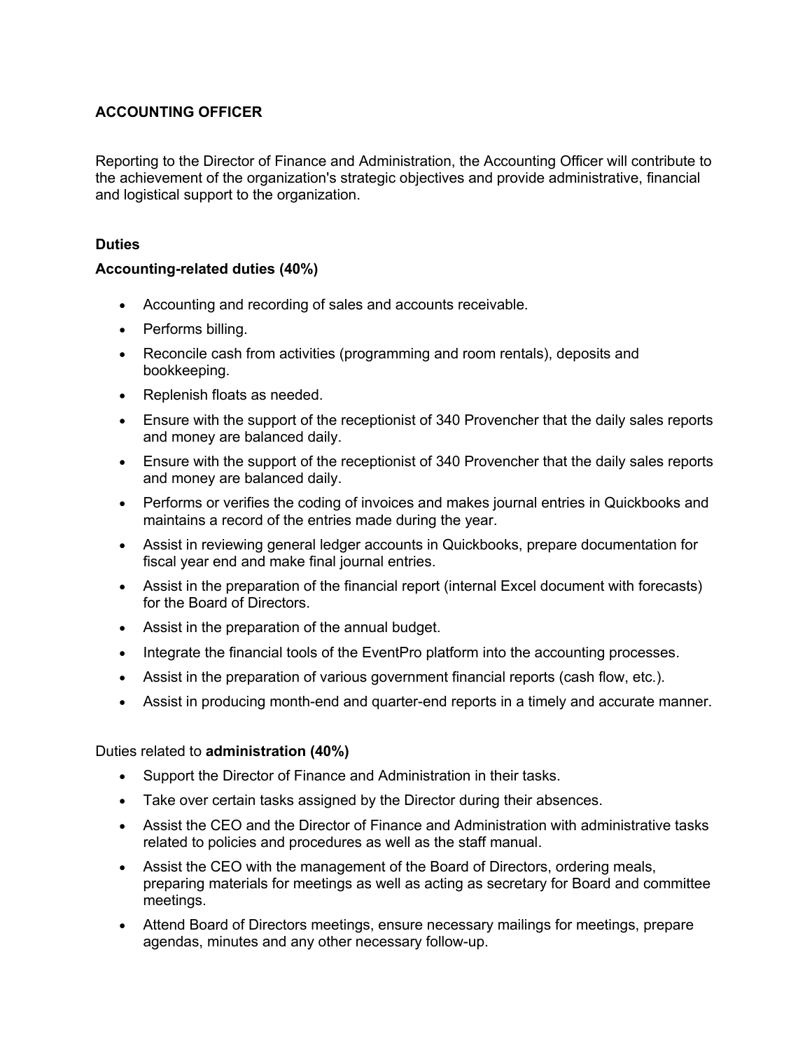# ACCOUNTING OFFICER

Reporting to the Director of Finance and Administration, the Accounting Officer will contribute to the achievement of the organization's strategic objectives and provide administrative, financial and logistical support to the organization.

## Duties

### Accounting-related duties (40%)

- Accounting and recording of sales and accounts receivable.
- Performs billing.
- Reconcile cash from activities (programming and room rentals), deposits and bookkeeping.
- Replenish floats as needed.
- Ensure with the support of the receptionist of 340 Provencher that the daily sales reports and money are balanced daily.
- Ensure with the support of the receptionist of 340 Provencher that the daily sales reports and money are balanced daily.
- Performs or verifies the coding of invoices and makes journal entries in Quickbooks and maintains a record of the entries made during the year.
- Assist in reviewing general ledger accounts in Quickbooks, prepare documentation for fiscal year end and make final journal entries.
- Assist in the preparation of the financial report (internal Excel document with forecasts) for the Board of Directors.
- Assist in the preparation of the annual budget.
- Integrate the financial tools of the EventPro platform into the accounting processes.
- Assist in the preparation of various government financial reports (cash flow, etc.).
- Assist in producing month-end and quarter-end reports in a timely and accurate manner.

Duties related to **administration (40%)**

- Support the Director of Finance and Administration in their tasks.
- Take over certain tasks assigned by the Director during their absences.
- Assist the CEO and the Director of Finance and Administration with administrative tasks related to policies and procedures as well as the staff manual.
- Assist the CEO with the management of the Board of Directors, ordering meals, preparing materials for meetings as well as acting as secretary for Board and committee meetings.
- Attend Board of Directors meetings, ensure necessary mailings for meetings, prepare agendas, minutes and any other necessary follow-up.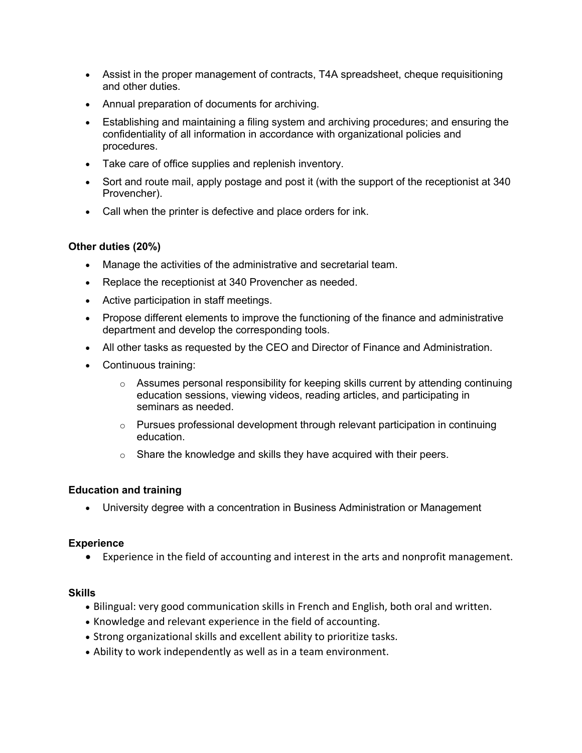- Assist in the proper management of contracts, T4A spreadsheet, cheque requisitioning and other duties.
- Annual preparation of documents for archiving.
- Establishing and maintaining a filing system and archiving procedures; and ensuring the confidentiality of all information in accordance with organizational policies and procedures.
- Take care of office supplies and replenish inventory.
- Sort and route mail, apply postage and post it (with the support of the receptionist at 340 Provencher).
- Call when the printer is defective and place orders for ink.

**Other duties (20%)**

- Manage the activities of the administrative and secretarial team.
- Replace the receptionist at 340 Provencher as needed.
- Active participation in staff meetings.
- Propose different elements to improve the functioning of the finance and administrative department and develop the corresponding tools.
- All other tasks as requested by the CEO and Director of Finance and Administration.
- Continuous training:
  - Assumes personal responsibility for keeping skills current by attending continuing education sessions, viewing videos, reading articles, and participating in seminars as needed.
  - Pursues professional development through relevant participation in continuing education.
  - Share the knowledge and skills they have acquired with their peers.

**Education and training**

- University degree with a concentration in Business Administration or Management

**Experience**

- Experience in the field of accounting and interest in the arts and nonprofit management.

**Skills**

- Bilingual: very good communication skills in French and English, both oral and written.
- Knowledge and relevant experience in the field of accounting.
- Strong organizational skills and excellent ability to prioritize tasks.
- Ability to work independently as well as in a team environment.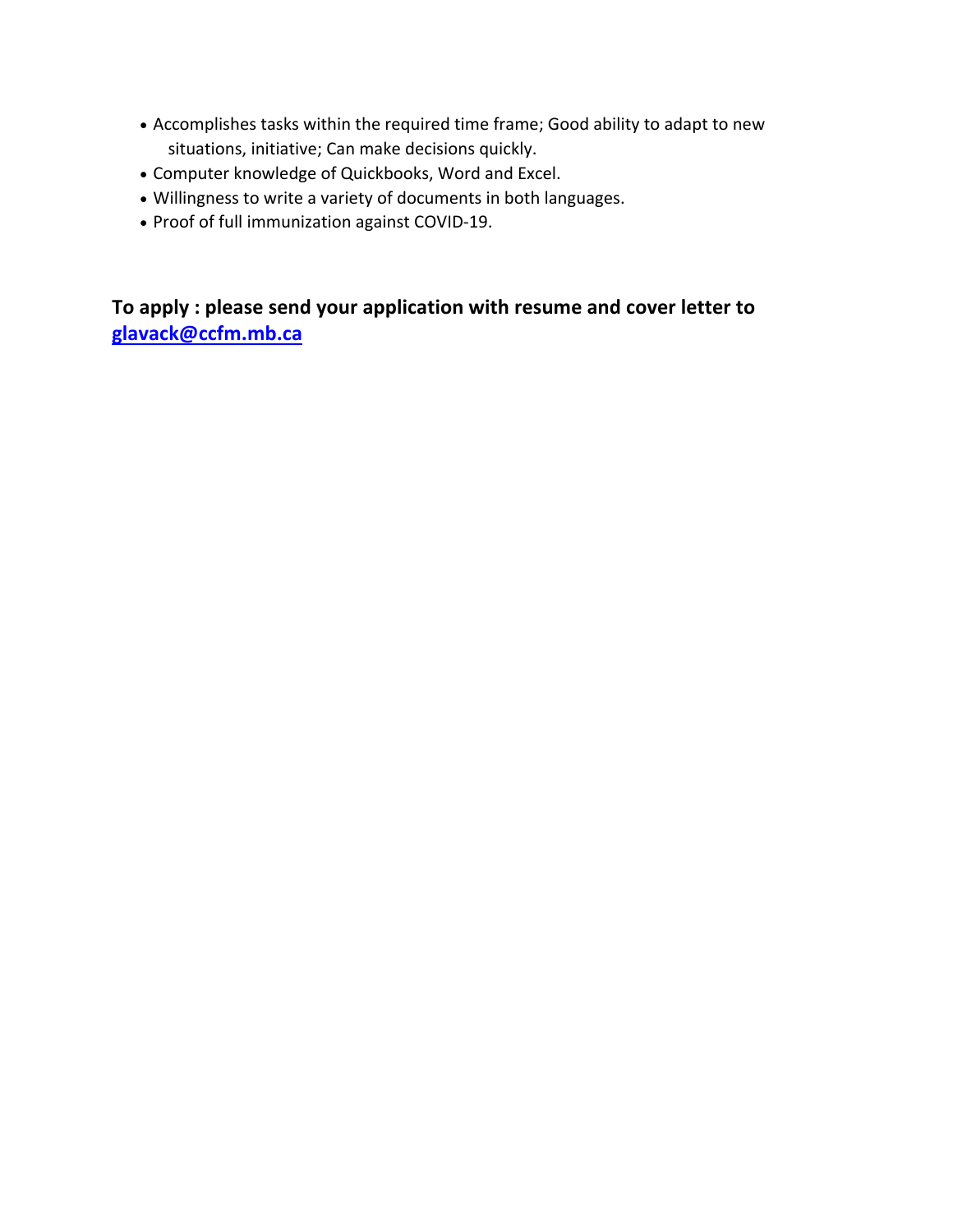- Accomplishes tasks within the required time frame; Good ability to adapt to new situations, initiative; Can make decisions quickly.
- Computer knowledge of Quickbooks, Word and Excel.
- Willingness to write a variety of documents in both languages.
- Proof of full immunization against COVID-19.

**To apply : please send your application with resume and cover letter to [glavack@ccfm.mb.ca](mailto:glavack@ccfm.mb.ca)**